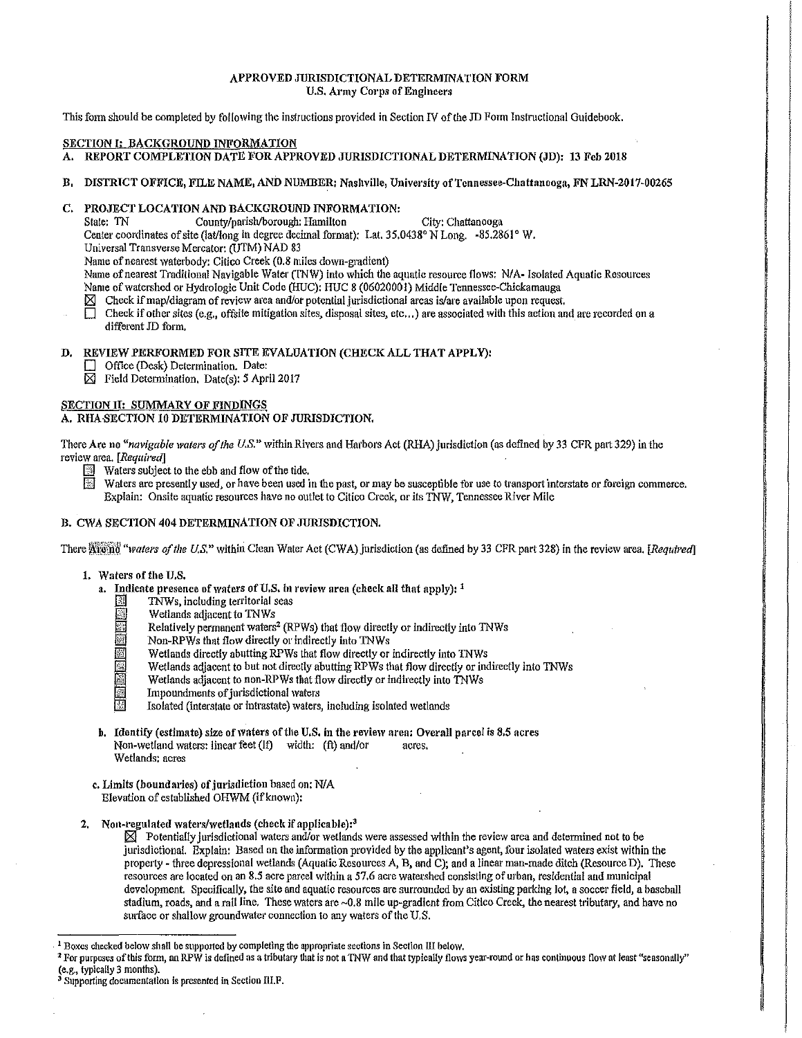# APPROVED JURISDICTIONAL DETERMINATION FORM
## U.S. Army Corps of Engineers

This form should be completed by following the instructions provided in Section IV of the JD Form Instructional Guidebook.

## SECTION I: BACKGROUND INFORMATION

**A. REPORT COMPLETION DATE FOR APPROVED JURISDICTIONAL DETERMINATION (JD): 13 Feb 2018**

**B. DISTRICT OFFICE, FILE NAME, AND NUMBER: Nashville, University of Tennessee-Chattanooga, FN LRN-2017-00265**

**C. PROJECT LOCATION AND BACKGROUND INFORMATION:**

State: TN County/parish/borough: Hamilton City: Chattanooga
Center coordinates of site (lat/long in degree decimal format): Lat. 35.0438° N Long. -85.2861° W.
Universal Transverse Mercator: (UTM) NAD 83
Name of nearest waterbody: Citico Creek (0.8 miles down-gradient)
Name of nearest Traditional Navigable Water (TNW) into which the aquatic resource flows: N/A- Isolated Aquatic Resources
Name of watershed or Hydrologic Unit Code (HUC): HUC 8 (06020001) Middle Tennessee-Chickamauga

- ☒ Check if map/diagram of review area and/or potential jurisdictional areas is/are available upon request.
- ☐ Check if other sites (e.g., offsite mitigation sites, disposal sites, etc...) are associated with this action and are recorded on a different JD form.

**D. REVIEW PERFORMED FOR SITE EVALUATION (CHECK ALL THAT APPLY):**

- ☐ Office (Desk) Determination. Date:
- ☒ Field Determination. Date(s): 5 April 2017

## SECTION II: SUMMARY OF FINDINGS

**A. RHA SECTION 10 DETERMINATION OF JURISDICTION.**

There Are no "*navigable waters of the U.S.*" within Rivers and Harbors Act (RHA) jurisdiction (as defined by 33 CFR part 329) in the review area. [*Required*]

- ☐ Waters subject to the ebb and flow of the tide.
- ☐ Waters are presently used, or have been used in the past, or may be susceptible for use to transport interstate or foreign commerce. Explain: Onsite aquatic resources have no outlet to Citico Creek, or its TNW, Tennessee River Mile

**B. CWA SECTION 404 DETERMINATION OF JURISDICTION.**

There Are no "*waters of the U.S.*" within Clean Water Act (CWA) jurisdiction (as defined by 33 CFR part 328) in the review area. [*Required*]

**1. Waters of the U.S.**

**a. Indicate presence of waters of U.S. in review area (check all that apply):** [1]

- ☐ TNWs, including territorial seas
- ☐ Wetlands adjacent to TNWs
- ☐ Relatively permanent waters[2] (RPWs) that flow directly or indirectly into TNWs
- ☐ Non-RPWs that flow directly or indirectly into TNWs
- ☐ Wetlands directly abutting RPWs that flow directly or indirectly into TNWs
- ☐ Wetlands adjacent to but not directly abutting RPWs that flow directly or indirectly into TNWs
- ☐ Wetlands adjacent to non-RPWs that flow directly or indirectly into TNWs
- ☐ Impoundments of jurisdictional waters
- ☐ Isolated (interstate or intrastate) waters, including isolated wetlands

**b. Identify (estimate) size of waters of the U.S. in the review area: Overall parcel is 8.5 acres**
Non-wetland waters: linear feet (lf) width: (ft) and/or acres.
Wetlands: acres

**c. Limits (boundaries) of jurisdiction based on: N/A**
Elevation of established OHWM (if known):

**2. Non-regulated waters/wetlands (check if applicable):**[3]

☒ Potentially jurisdictional waters and/or wetlands were assessed within the review area and determined not to be jurisdictional. Explain: Based on the information provided by the applicant's agent, four isolated waters exist within the property - three depressional wetlands (Aquatic Resources A, B, and C); and a linear man-made ditch (Resource D). These resources are located on an 8.5 acre parcel within a 57.6 acre watershed consisting of urban, residential and municipal development. Specifically, the site and aquatic resources are surrounded by an existing parking lot, a soccer field, a baseball stadium, roads, and a rail line. These waters are ~0.8 mile up-gradient from Citico Creek, the nearest tributary, and have no surface or shallow groundwater connection to any waters of the U.S.

---

[1] Boxes checked below shall be supported by completing the appropriate sections in Section III below.
[2] For purposes of this form, an RPW is defined as a tributary that is not a TNW and that typically flows year-round or has continuous flow at least "seasonally" (e.g., typically 3 months).
[3] Supporting documentation is presented in Section III.F.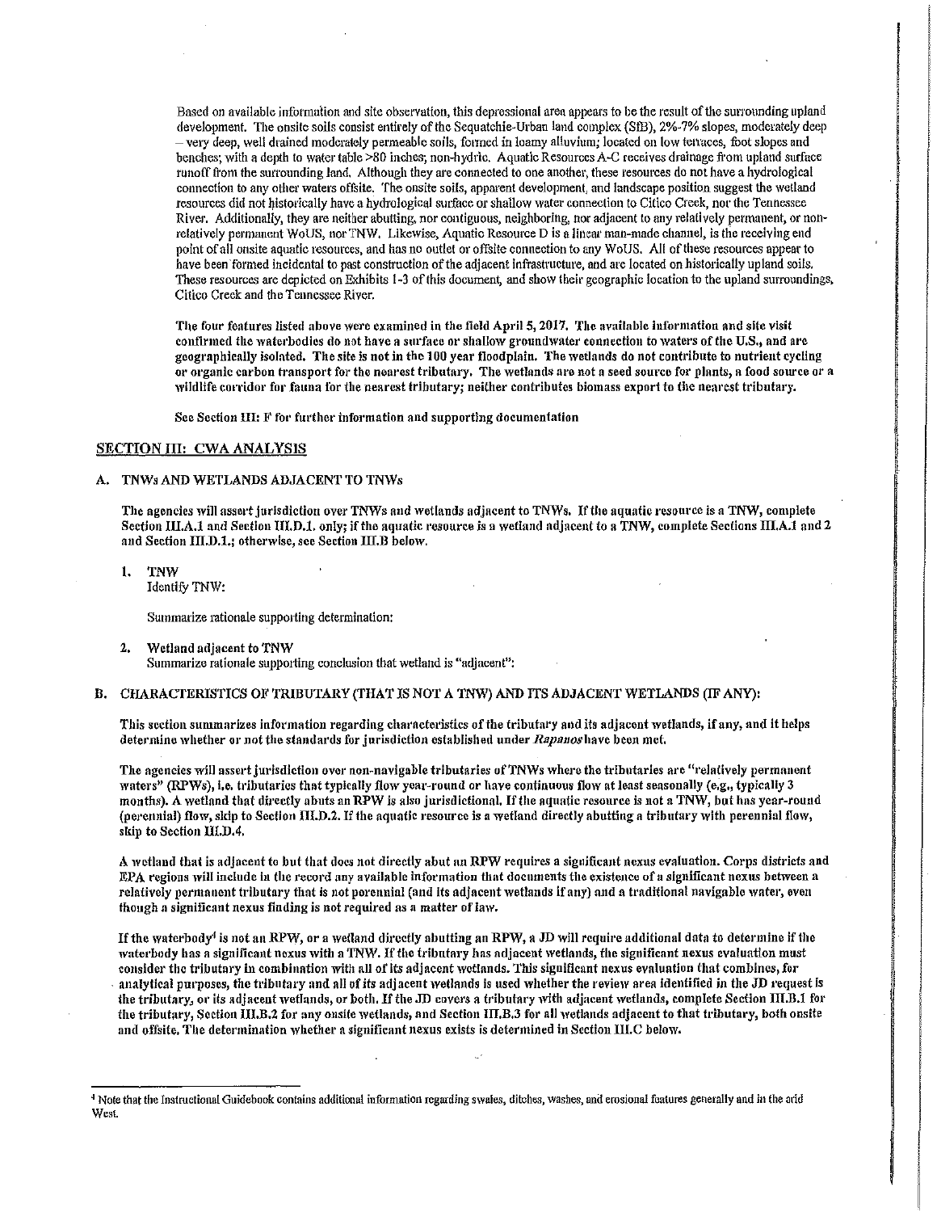Based on available information and site observation, this depressional area appears to be the result of the surrounding upland development. The onsite soils consist entirely of the Sequatchie-Urban land complex (SfB), 2%-7% slopes, moderately deep – very deep, well drained moderately permeable soils, formed in loamy alluvium; located on low terraces, foot slopes and benches; with a depth to water table >80 inches; non-hydric. Aquatic Resources A-C receives drainage from upland surface runoff from the surrounding land. Although they are connected to one another, these resources do not have a hydrological connection to any other waters offsite. The onsite soils, apparent development, and landscape position suggest the wetland resources did not historically have a hydrological surface or shallow water connection to Citico Creek, nor the Tennessee River. Additionally, they are neither abutting, nor contiguous, neighboring, nor adjacent to any relatively permanent, or non-relatively permanent WoUS, nor TNW. Likewise, Aquatic Resource D is a linear man-made channel, is the receiving end point of all onsite aquatic resources, and has no outlet or offsite connection to any WoUS. All of these resources appear to have been formed incidental to past construction of the adjacent infrastructure, and are located on historically upland soils. These resources are depicted on Exhibits 1-3 of this document, and show their geographic location to the upland surroundings, Citico Creek and the Tennessee River.

**The four features listed above were examined in the field April 5, 2017. The available information and site visit confirmed the waterbodies do not have a surface or shallow groundwater connection to waters of the U.S., and are geographically isolated. The site is not in the 100 year floodplain. The wetlands do not contribute to nutrient cycling or organic carbon transport for the nearest tributary. The wetlands are not a seed source for plants, a food source or a wildlife corridor for fauna for the nearest tributary; neither contributes biomass export to the nearest tributary.**

**See Section III: F for further information and supporting documentation**

## SECTION III: CWA ANALYSIS

### A. TNWs AND WETLANDS ADJACENT TO TNWs

**The agencies will assert jurisdiction over TNWs and wetlands adjacent to TNWs. If the aquatic resource is a TNW, complete Section III.A.1 and Section III.D.1. only; if the aquatic resource is a wetland adjacent to a TNW, complete Sections III.A.1 and 2 and Section III.D.1.; otherwise, see Section III.B below.**

1. **TNW**
   Identify TNW:

   Summarize rationale supporting determination:

2. **Wetland adjacent to TNW**
   Summarize rationale supporting conclusion that wetland is "adjacent":

### B. CHARACTERISTICS OF TRIBUTARY (THAT IS NOT A TNW) AND ITS ADJACENT WETLANDS (IF ANY):

**This section summarizes information regarding characteristics of the tributary and its adjacent wetlands, if any, and it helps determine whether or not the standards for jurisdiction established under *Rapanos* have been met.**

**The agencies will assert jurisdiction over non-navigable tributaries of TNWs where the tributaries are "relatively permanent waters" (RPWs), i.e. tributaries that typically flow year-round or have continuous flow at least seasonally (e.g., typically 3 months). A wetland that directly abuts an RPW is also jurisdictional. If the aquatic resource is not a TNW, but has year-round (perennial) flow, skip to Section III.D.2. If the aquatic resource is a wetland directly abutting a tributary with perennial flow, skip to Section III.D.4.**

**A wetland that is adjacent to but that does not directly abut an RPW requires a significant nexus evaluation. Corps districts and EPA regions will include in the record any available information that documents the existence of a significant nexus between a relatively permanent tributary that is not perennial (and its adjacent wetlands if any) and a traditional navigable water, even though a significant nexus finding is not required as a matter of law.**

**If the waterbody[4] is not an RPW, or a wetland directly abutting an RPW, a JD will require additional data to determine if the waterbody has a significant nexus with a TNW. If the tributary has adjacent wetlands, the significant nexus evaluation must consider the tributary in combination with all of its adjacent wetlands. This significant nexus evaluation that combines, for analytical purposes, the tributary and all of its adjacent wetlands is used whether the review area identified in the JD request is the tributary, or its adjacent wetlands, or both. If the JD covers a tributary with adjacent wetlands, complete Section III.B.1 for the tributary, Section III.B.2 for any onsite wetlands, and Section III.B.3 for all wetlands adjacent to that tributary, both onsite and offsite. The determination whether a significant nexus exists is determined in Section III.C below.**

---

[4] Note that the Instructional Guidebook contains additional information regarding swales, ditches, washes, and erosional features generally and in the arid West.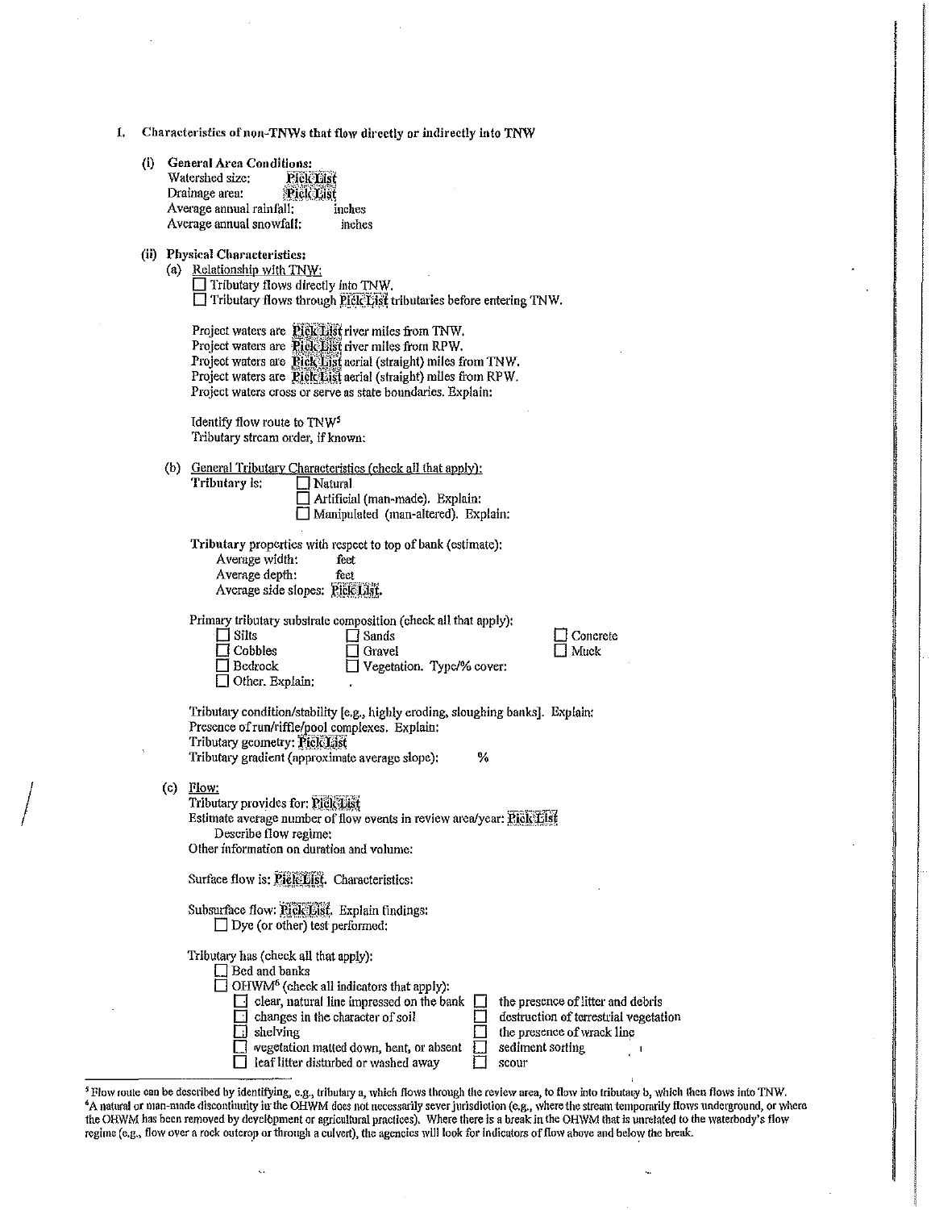1. **Characteristics of non-TNWs that flow directly or indirectly into TNW**

   (i) **General Area Conditions:**
   Watershed size: Pick List
   Drainage area: Pick List
   Average annual rainfall: inches
   Average annual snowfall: inches

   (ii) **Physical Characteristics:**
   (a) Relationship with TNW:
   ☐ Tributary flows directly into TNW.
   ☐ Tributary flows through Pick List tributaries before entering TNW.

   Project waters are Pick List river miles from TNW.
   Project waters are Pick List river miles from RPW.
   Project waters are Pick List aerial (straight) miles from TNW.
   Project waters are Pick List aerial (straight) miles from RPW.
   Project waters cross or serve as state boundaries. Explain:

   Identify flow route to TNW[5]
   Tributary stream order, if known:

   (b) General Tributary Characteristics (check all that apply):
   **Tributary is:** ☐ Natural
   ☐ Artificial (man-made). Explain:
   ☐ Manipulated (man-altered). Explain:

   **Tributary** properties with respect to top of bank (estimate):
   Average width: feet
   Average depth: feet
   Average side slopes: Pick List.

   Primary tributary substrate composition (check all that apply):
   ☐ Silts ☐ Sands ☐ Concrete
   ☐ Cobbles ☐ Gravel ☐ Muck
   ☐ Bedrock ☐ Vegetation. Type/% cover:
   ☐ Other. Explain:

   Tributary condition/stability [e.g., highly eroding, sloughing banks]. Explain:
   Presence of run/riffle/pool complexes. Explain:
   Tributary geometry: Pick List
   Tributary gradient (approximate average slope): %

   (c) Flow:
   Tributary provides for: Pick List
   Estimate average number of flow events in review area/year: Pick List
   Describe flow regime:
   Other information on duration and volume:

   Surface flow is: Pick List. Characteristics:

   Subsurface flow: Pick List. Explain findings:
   ☐ Dye (or other) test performed:

   Tributary has (check all that apply):
   ☐ Bed and banks
   ☐ OHWM[6] (check all indicators that apply):
   ☐ clear, natural line impressed on the bank ☐ the presence of litter and debris
   ☐ changes in the character of soil ☐ destruction of terrestrial vegetation
   ☐ shelving ☐ the presence of wrack line
   ☐ vegetation matted down, bent, or absent ☐ sediment sorting
   ☐ leaf litter disturbed or washed away ☐ scour

---

[5] Flow route can be described by identifying, e.g., tributary a, which flows through the review area, to flow into tributary b, which then flows into TNW.
[6] A natural or man-made discontinuity in the OHWM does not necessarily sever jurisdiction (e.g., where the stream temporarily flows underground, or where the OHWM has been removed by development or agricultural practices). Where there is a break in the OHWM that is unrelated to the waterbody's flow regime (e.g., flow over a rock outcrop or through a culvert), the agencies will look for indicators of flow above and below the break.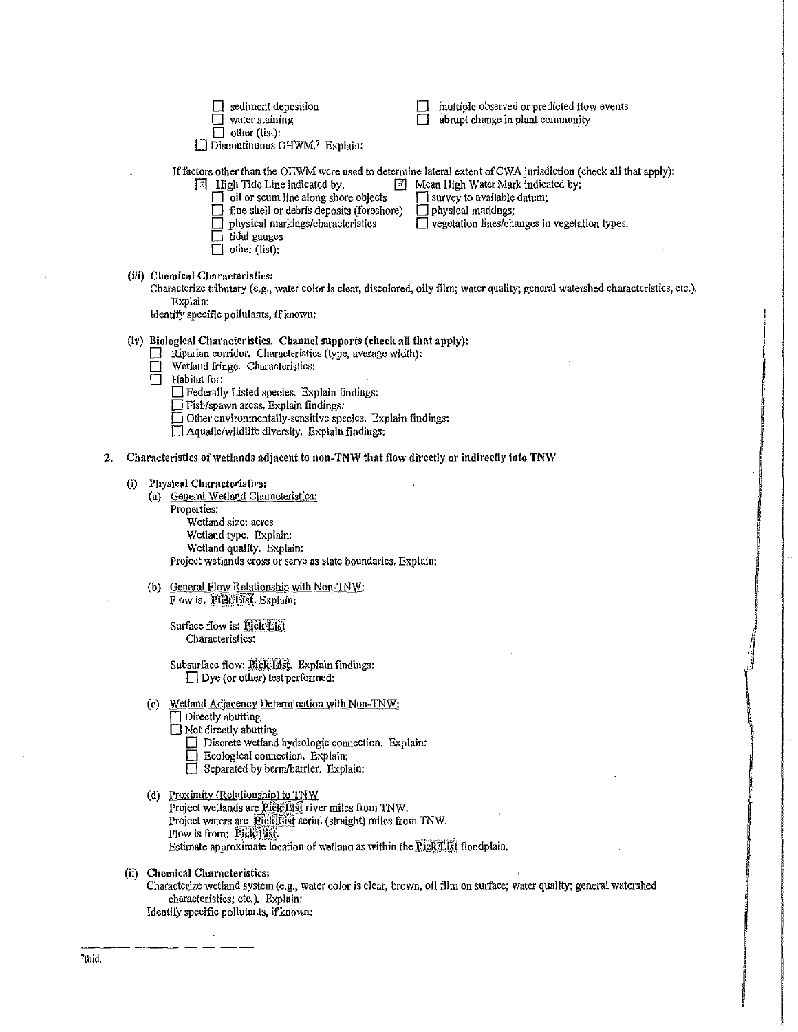- ☐ sediment deposition
- ☐ water staining
- ☐ other (list):
- ☐ multiple observed or predicted flow events
- ☐ abrupt change in plant community

☐ Discontinuous OHWM.[7] Explain:

If factors other than the OHWM were used to determine lateral extent of CWA jurisdiction (check all that apply):

☒ High Tide Line indicated by:
- ☐ oil or scum line along shore objects
- ☐ fine shell or debris deposits (foreshore)
- ☐ physical markings/characteristics
- ☐ tidal gauges
- ☐ other (list):

☒ Mean High Water Mark indicated by:
- ☐ survey to available datum;
- ☐ physical markings;
- ☐ vegetation lines/changes in vegetation types.

**(iii) Chemical Characteristics:**

Characterize tributary (e.g., water color is clear, discolored, oily film; water quality; general watershed characteristics, etc.). Explain:

Identify specific pollutants, if known:

**(iv) Biological Characteristics. Channel supports (check all that apply):**

- ☐ Riparian corridor. Characteristics (type, average width):
- ☐ Wetland fringe. Characteristics:
- ☐ Habitat for:
  - ☐ Federally Listed species. Explain findings:
  - ☐ Fish/spawn areas. Explain findings:
  - ☐ Other environmentally-sensitive species. Explain findings:
  - ☐ Aquatic/wildlife diversity. Explain findings:

**2. Characteristics of wetlands adjacent to non-TNW that flow directly or indirectly into TNW**

**(i) Physical Characteristics:**

(a) General Wetland Characteristics:

Properties:

Wetland size: acres

Wetland type. Explain:

Wetland quality. Explain:

Project wetlands cross or serve as state boundaries. Explain:

(b) General Flow Relationship with Non-TNW:

Flow is: Pick List. Explain:

Surface flow is: Pick List

Characteristics:

Subsurface flow: Pick List. Explain findings:

☐ Dye (or other) test performed:

(c) Wetland Adjacency Determination with Non-TNW:

- ☐ Directly abutting
- ☐ Not directly abutting
  - ☐ Discrete wetland hydrologic connection. Explain:
  - ☐ Ecological connection. Explain:
  - ☐ Separated by berm/barrier. Explain:

(d) Proximity (Relationship) to TNW

Project wetlands are Pick List river miles from TNW.

Project waters are Pick List aerial (straight) miles from TNW.

Flow is from: Pick List.

Estimate approximate location of wetland as within the Pick List floodplain.

**(ii) Chemical Characteristics:**

Characterize wetland system (e.g., water color is clear, brown, oil film on surface; water quality; general watershed characteristics; etc.). Explain:

Identify specific pollutants, if known:

---

[7] Ibid.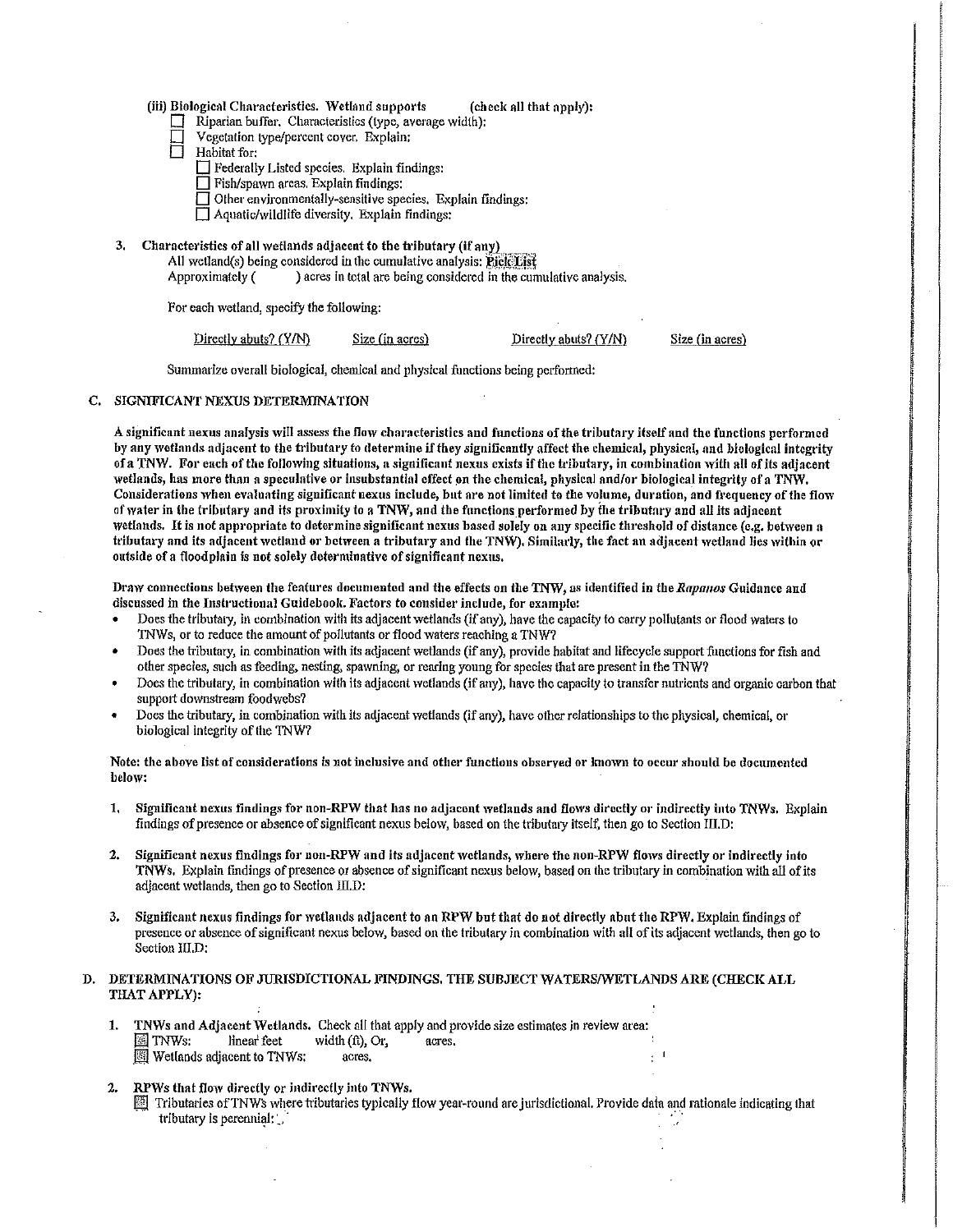(iii) Biological Characteristics. Wetland supports (check all that apply):

- ☐ Riparian buffer. Characteristics (type, average width):
- ☐ Vegetation type/percent cover. Explain:
- ☐ Habitat for:
  - ☐ Federally Listed species. Explain findings:
  - ☐ Fish/spawn areas. Explain findings:
  - ☐ Other environmentally-sensitive species. Explain findings:
  - ☐ Aquatic/wildlife diversity. Explain findings:

3. **Characteristics of all wetlands adjacent to the tributary (if any)**

   All wetland(s) being considered in the cumulative analysis: Pick List

   Approximately ( ) acres in total are being considered in the cumulative analysis.

   For each wetland, specify the following:

   | Directly abuts? (Y/N) | Size (in acres) | Directly abuts? (Y/N) | Size (in acres) |
   |---|---|---|---|

   Summarize overall biological, chemical and physical functions being performed:

## C. SIGNIFICANT NEXUS DETERMINATION

**A significant nexus analysis will assess the flow characteristics and functions of the tributary itself and the functions performed by any wetlands adjacent to the tributary to determine if they significantly affect the chemical, physical, and biological integrity of a TNW. For each of the following situations, a significant nexus exists if the tributary, in combination with all of its adjacent wetlands, has more than a speculative or insubstantial effect on the chemical, physical and/or biological integrity of a TNW. Considerations when evaluating significant nexus include, but are not limited to the volume, duration, and frequency of the flow of water in the tributary and its proximity to a TNW, and the functions performed by the tributary and all its adjacent wetlands. It is not appropriate to determine significant nexus based solely on any specific threshold of distance (e.g. between a tributary and its adjacent wetland or between a tributary and the TNW). Similarly, the fact an adjacent wetland lies within or outside of a floodplain is not solely determinative of significant nexus.**

**Draw connections between the features documented and the effects on the TNW, as identified in the *Rapanos* Guidance and discussed in the Instructional Guidebook. Factors to consider include, for example:**

- Does the tributary, in combination with its adjacent wetlands (if any), have the capacity to carry pollutants or flood waters to TNWs, or to reduce the amount of pollutants or flood waters reaching a TNW?
- Does the tributary, in combination with its adjacent wetlands (if any), provide habitat and lifecycle support functions for fish and other species, such as feeding, nesting, spawning, or rearing young for species that are present in the TNW?
- Does the tributary, in combination with its adjacent wetlands (if any), have the capacity to transfer nutrients and organic carbon that support downstream foodwebs?
- Does the tributary, in combination with its adjacent wetlands (if any), have other relationships to the physical, chemical, or biological integrity of the TNW?

**Note: the above list of considerations is not inclusive and other functions observed or known to occur should be documented below:**

1. **Significant nexus findings for non-RPW that has no adjacent wetlands and flows directly or indirectly into TNWs.** Explain findings of presence or absence of significant nexus below, based on the tributary itself, then go to Section III.D:

2. **Significant nexus findings for non-RPW and its adjacent wetlands, where the non-RPW flows directly or indirectly into TNWs.** Explain findings of presence or absence of significant nexus below, based on the tributary in combination with all of its adjacent wetlands, then go to Section III.D:

3. **Significant nexus findings for wetlands adjacent to an RPW but that do not directly abut the RPW.** Explain findings of presence or absence of significant nexus below, based on the tributary in combination with all of its adjacent wetlands, then go to Section III.D:

## D. DETERMINATIONS OF JURISDICTIONAL FINDINGS. THE SUBJECT WATERS/WETLANDS ARE (CHECK ALL THAT APPLY):

1. **TNWs and Adjacent Wetlands.** Check all that apply and provide size estimates in review area:
   - ☐ TNWs: linear feet width (ft), Or, acres.
   - ☐ Wetlands adjacent to TNWs: acres.

2. **RPWs that flow directly or indirectly into TNWs.**
   - ☐ Tributaries of TNWs where tributaries typically flow year-round are jurisdictional. Provide data and rationale indicating that tributary is perennial: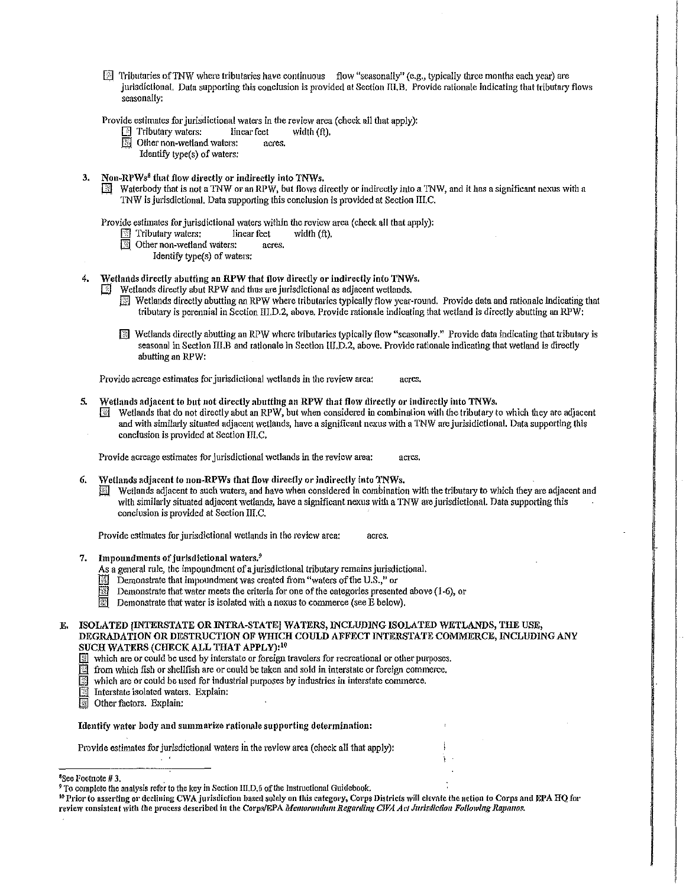☐ Tributaries of TNW where tributaries have continuous flow "seasonally" (e.g., typically three months each year) are jurisdictional. Data supporting this conclusion is provided at Section III.B. Provide rationale indicating that tributary flows seasonally:

Provide estimates for jurisdictional waters in the review area (check all that apply):

☐ Tributary waters: linear feet width (ft).

☐ Other non-wetland waters: acres.

Identify type(s) of waters:

**3. Non-RPWs[8] that flow directly or indirectly into TNWs.**

☐ Waterbody that is not a TNW or an RPW, but flows directly or indirectly into a TNW, and it has a significant nexus with a TNW is jurisdictional. Data supporting this conclusion is provided at Section III.C.

Provide estimates for jurisdictional waters within the review area (check all that apply):

☐ Tributary waters: linear feet width (ft).

☐ Other non-wetland waters: acres.

Identify type(s) of waters:

**4. Wetlands directly abutting an RPW that flow directly or indirectly into TNWs.**

☐ Wetlands directly abut RPW and thus are jurisdictional as adjacent wetlands.

☐ Wetlands directly abutting an RPW where tributaries typically flow year-round. Provide data and rationale indicating that tributary is perennial in Section III.D.2, above. Provide rationale indicating that wetland is directly abutting an RPW:

☐ Wetlands directly abutting an RPW where tributaries typically flow "seasonally." Provide data indicating that tributary is seasonal in Section III.B and rationale in Section III.D.2, above. Provide rationale indicating that wetland is directly abutting an RPW:

Provide acreage estimates for jurisdictional wetlands in the review area: acres.

**5. Wetlands adjacent to but not directly abutting an RPW that flow directly or indirectly into TNWs.**

☐ Wetlands that do not directly abut an RPW, but when considered in combination with the tributary to which they are adjacent and with similarly situated adjacent wetlands, have a significant nexus with a TNW are jurisidictional. Data supporting this conclusion is provided at Section III.C.

Provide acreage estimates for jurisdictional wetlands in the review area: acres.

**6. Wetlands adjacent to non-RPWs that flow directly or indirectly into TNWs.**

☐ Wetlands adjacent to such waters, and have when considered in combination with the tributary to which they are adjacent and with similarly situated adjacent wetlands, have a significant nexus with a TNW are jurisdictional. Data supporting this conclusion is provided at Section III.C.

Provide estimates for jurisdictional wetlands in the review area: acres.

**7. Impoundments of jurisdictional waters.[9]**

As a general rule, the impoundment of a jurisdictional tributary remains jurisdictional.

☐ Demonstrate that impoundment was created from "waters of the U.S.," or

☐ Demonstrate that water meets the criteria for one of the categories presented above (1-6), or

☐ Demonstrate that water is isolated with a nexus to commerce (see E below).

**E. ISOLATED [INTERSTATE OR INTRA-STATE] WATERS, INCLUDING ISOLATED WETLANDS, THE USE, DEGRADATION OR DESTRUCTION OF WHICH COULD AFFECT INTERSTATE COMMERCE, INCLUDING ANY SUCH WATERS (CHECK ALL THAT APPLY):[10]**

☐ which are or could be used by interstate or foreign travelers for recreational or other purposes.

☐ from which fish or shellfish are or could be taken and sold in interstate or foreign commerce.

☐ which are or could be used for industrial purposes by industries in interstate commerce.

☐ Interstate isolated waters. Explain:

☐ Other factors. Explain:

**Identify water body and summarize rationale supporting determination:**

Provide estimates for jurisdictional waters in the review area (check all that apply):

---

[8] See Footnote # 3.

[9] To complete the analysis refer to the key in Section III.D.6 of the Instructional Guidebook.

[10] Prior to asserting or declining CWA jurisdiction based solely on this category, Corps Districts will elevate the action to Corps and EPA HQ for review consistent with the process described in the Corps/EPA *Memorandum Regarding CWA Act Jurisdiction Following Rapanos.*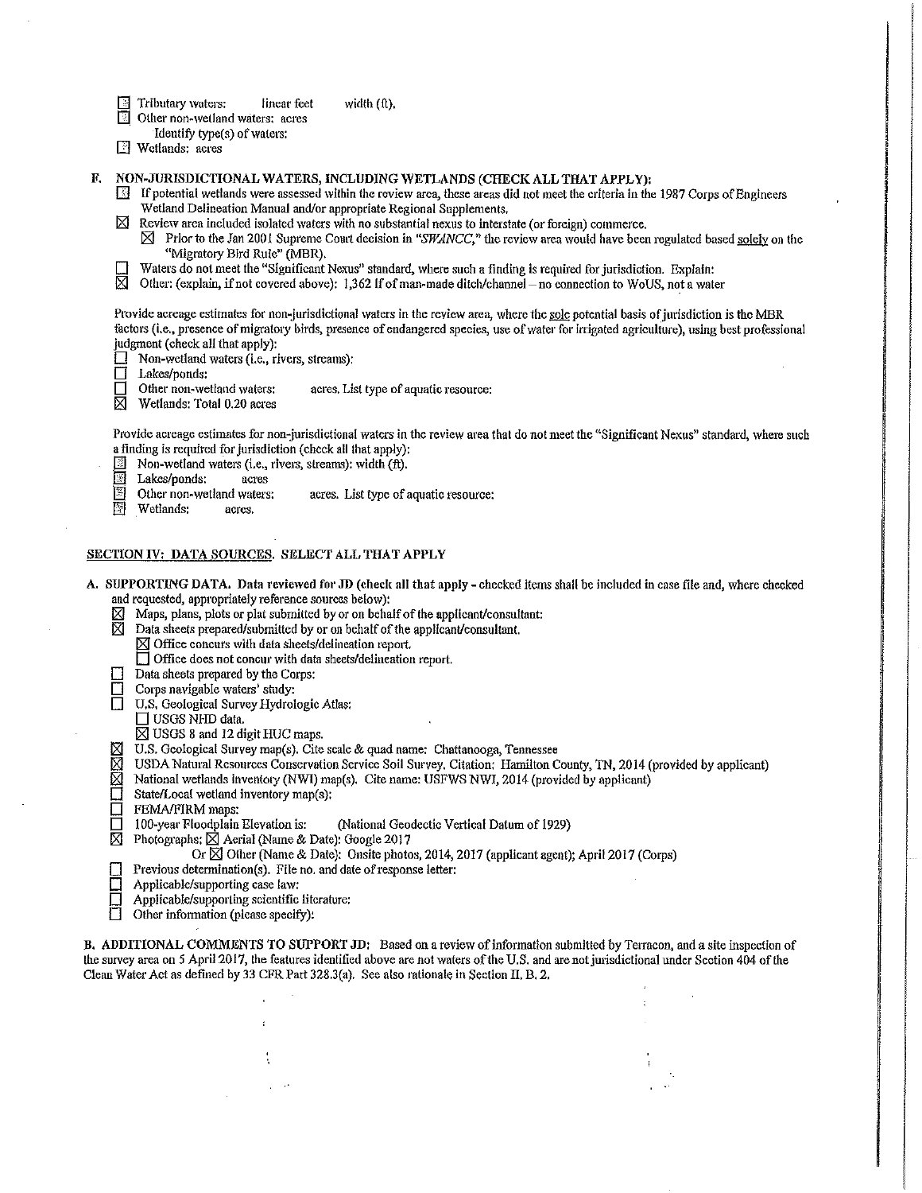- ☐ Tributary waters: linear feet width (ft).
- ☐ Other non-wetland waters: acres
  - Identify type(s) of waters:
- ☐ Wetlands: acres

**F. NON-JURISDICTIONAL WATERS, INCLUDING WETLANDS (CHECK ALL THAT APPLY):**

- ☐ If potential wetlands were assessed within the review area, these areas did not meet the criteria in the 1987 Corps of Engineers Wetland Delineation Manual and/or appropriate Regional Supplements.
- ☒ Review area included isolated waters with no substantial nexus to interstate (or foreign) commerce.
  - ☒ Prior to the Jan 2001 Supreme Court decision in "*SWANCC*," the review area would have been regulated based solely on the "Migratory Bird Rule" (MBR).
- ☐ Waters do not meet the "Significant Nexus" standard, where such a finding is required for jurisdiction. Explain:
- ☒ Other: (explain, if not covered above): 1,362 lf of man-made ditch/channel – no connection to WoUS, not a water

Provide acreage estimates for non-jurisdictional waters in the review area, where the sole potential basis of jurisdiction is the MBR factors (i.e., presence of migratory birds, presence of endangered species, use of water for irrigated agriculture), using best professional judgment (check all that apply):

- ☐ Non-wetland waters (i.e., rivers, streams):
- ☐ Lakes/ponds:
- ☐ Other non-wetland waters: acres. List type of aquatic resource:
- ☒ Wetlands: Total 0.20 acres

Provide acreage estimates for non-jurisdictional waters in the review area that do not meet the "Significant Nexus" standard, where such a finding is required for jurisdiction (check all that apply):

- ☐ Non-wetland waters (i.e., rivers, streams): width (ft).
- ☐ Lakes/ponds: acres
- ☐ Other non-wetland waters: acres. List type of aquatic resource:
- ☐ Wetlands: acres.

## SECTION IV: DATA SOURCES. SELECT ALL THAT APPLY

**A. SUPPORTING DATA. Data reviewed for JD (check all that apply - checked items shall be included in case file and, where checked and requested, appropriately reference sources below):**

- ☒ Maps, plans, plots or plat submitted by or on behalf of the applicant/consultant:
- ☒ Data sheets prepared/submitted by or on behalf of the applicant/consultant.
  - ☒ Office concurs with data sheets/delineation report.
  - ☐ Office does not concur with data sheets/delineation report.
- ☐ Data sheets prepared by the Corps:
- ☐ Corps navigable waters' study:
- ☐ U.S. Geological Survey Hydrologic Atlas:
  - ☐ USGS NHD data.
  - ☒ USGS 8 and 12 digit HUC maps.
- ☒ U.S. Geological Survey map(s). Cite scale & quad name: Chattanooga, Tennessee
- ☒ USDA Natural Resources Conservation Service Soil Survey. Citation: Hamilton County, TN, 2014 (provided by applicant)
- ☒ National wetlands inventory (NWI) map(s). Cite name: USFWS NWI, 2014 (provided by applicant)
- ☐ State/Local wetland inventory map(s):
- ☐ FEMA/FIRM maps:
- ☐ 100-year Floodplain Elevation is: (National Geodectic Vertical Datum of 1929)
- ☒ Photographs: ☒ Aerial (Name & Date): Google 2017
  - Or ☒ Other (Name & Date): Onsite photos, 2014, 2017 (applicant agent); April 2017 (Corps)
- ☐ Previous determination(s). File no. and date of response letter:
- ☐ Applicable/supporting case law:
- ☐ Applicable/supporting scientific literature:
- ☐ Other information (please specify):

**B. ADDITIONAL COMMENTS TO SUPPORT JD:** Based on a review of information submitted by Terracon, and a site inspection of the survey area on 5 April 2017, the features identified above are not waters of the U.S. and are not jurisdictional under Section 404 of the Clean Water Act as defined by 33 CFR Part 328.3(a). See also rationale in Section II, B. 2.